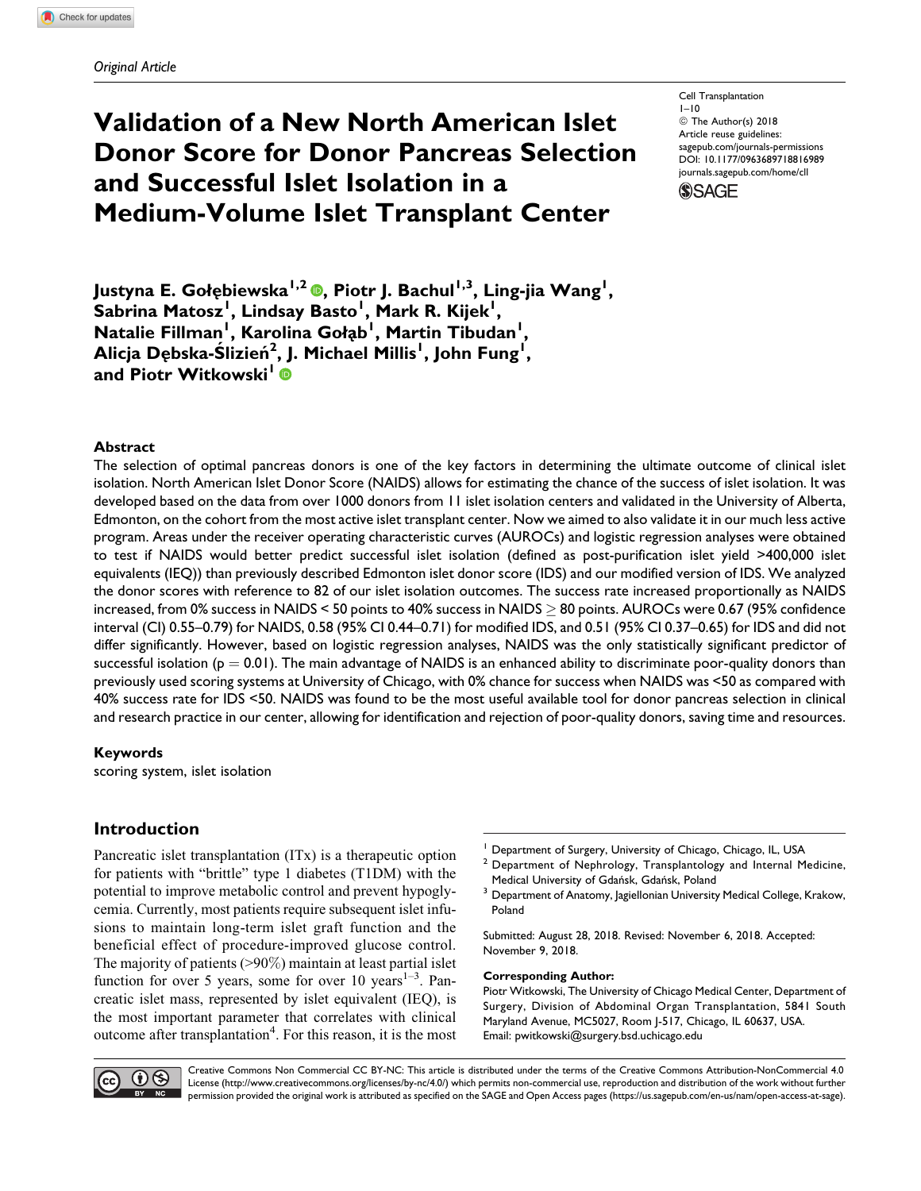*Original Article*

# Validation of a New North American Islet Donor Score for Donor Pancreas Selection and Successful Islet Isolation in a Medium-Volume Islet Transplant Center

Cell Transplantation
1–10
© The Author(s) 2018
Article reuse guidelines:
sagepub.com/journals-permissions
DOI: 10.1177/0963689718816989
journals.sagepub.com/home/cll

**Justyna E. Gołębiewska[1,2], Piotr J. Bachul[1,3], Ling-jia Wang[1], Sabrina Matosz[1], Lindsay Basto[1], Mark R. Kijek[1], Natalie Fillman[1], Karolina Gołąb[1], Martin Tibudan[1], Alicja Dębska-Ślizień[2], J. Michael Millis[1], John Fung[1], and Piotr Witkowski[1]**

## Abstract

The selection of optimal pancreas donors is one of the key factors in determining the ultimate outcome of clinical islet isolation. North American Islet Donor Score (NAIDS) allows for estimating the chance of the success of islet isolation. It was developed based on the data from over 1000 donors from 11 islet isolation centers and validated in the University of Alberta, Edmonton, on the cohort from the most active islet transplant center. Now we aimed to also validate it in our much less active program. Areas under the receiver operating characteristic curves (AUROCs) and logistic regression analyses were obtained to test if NAIDS would better predict successful islet isolation (defined as post-purification islet yield >400,000 islet equivalents (IEQ)) than previously described Edmonton islet donor score (IDS) and our modified version of IDS. We analyzed the donor scores with reference to 82 of our islet isolation outcomes. The success rate increased proportionally as NAIDS increased, from 0% success in NAIDS < 50 points to 40% success in NAIDS $\geq$ 80 points. AUROCs were 0.67 (95% confidence interval (CI) 0.55–0.79) for NAIDS, 0.58 (95% CI 0.44–0.71) for modified IDS, and 0.51 (95% CI 0.37–0.65) for IDS and did not differ significantly. However, based on logistic regression analyses, NAIDS was the only statistically significant predictor of successful isolation ($p = 0.01$). The main advantage of NAIDS is an enhanced ability to discriminate poor-quality donors than previously used scoring systems at University of Chicago, with 0% chance for success when NAIDS was <50 as compared with 40% success rate for IDS <50. NAIDS was found to be the most useful available tool for donor pancreas selection in clinical and research practice in our center, allowing for identification and rejection of poor-quality donors, saving time and resources.

### Keywords

scoring system, islet isolation

## Introduction

Pancreatic islet transplantation (ITx) is a therapeutic option for patients with "brittle" type 1 diabetes (T1DM) with the potential to improve metabolic control and prevent hypoglycemia. Currently, most patients require subsequent islet infusions to maintain long-term islet graft function and the beneficial effect of procedure-improved glucose control. The majority of patients (>90%) maintain at least partial islet function for over 5 years, some for over 10 years[1–3]. Pancreatic islet mass, represented by islet equivalent (IEQ), is the most important parameter that correlates with clinical outcome after transplantation[4]. For this reason, it is the most

[1] Department of Surgery, University of Chicago, Chicago, IL, USA
[2] Department of Nephrology, Transplantology and Internal Medicine, Medical University of Gdańsk, Gdańsk, Poland
[3] Department of Anatomy, Jagiellonian University Medical College, Krakow, Poland

Submitted: August 28, 2018. Revised: November 6, 2018. Accepted: November 9, 2018.

**Corresponding Author:**
Piotr Witkowski, The University of Chicago Medical Center, Department of Surgery, Division of Abdominal Organ Transplantation, 5841 South Maryland Avenue, MC5027, Room J-517, Chicago, IL 60637, USA.
Email: pwitkowski@surgery.bsd.uchicago.edu

Creative Commons Non Commercial CC BY-NC: This article is distributed under the terms of the Creative Commons Attribution-NonCommercial 4.0 License (http://www.creativecommons.org/licenses/by-nc/4.0/) which permits non-commercial use, reproduction and distribution of the work without further permission provided the original work is attributed as specified on the SAGE and Open Access pages (https://us.sagepub.com/en-us/nam/open-access-at-sage).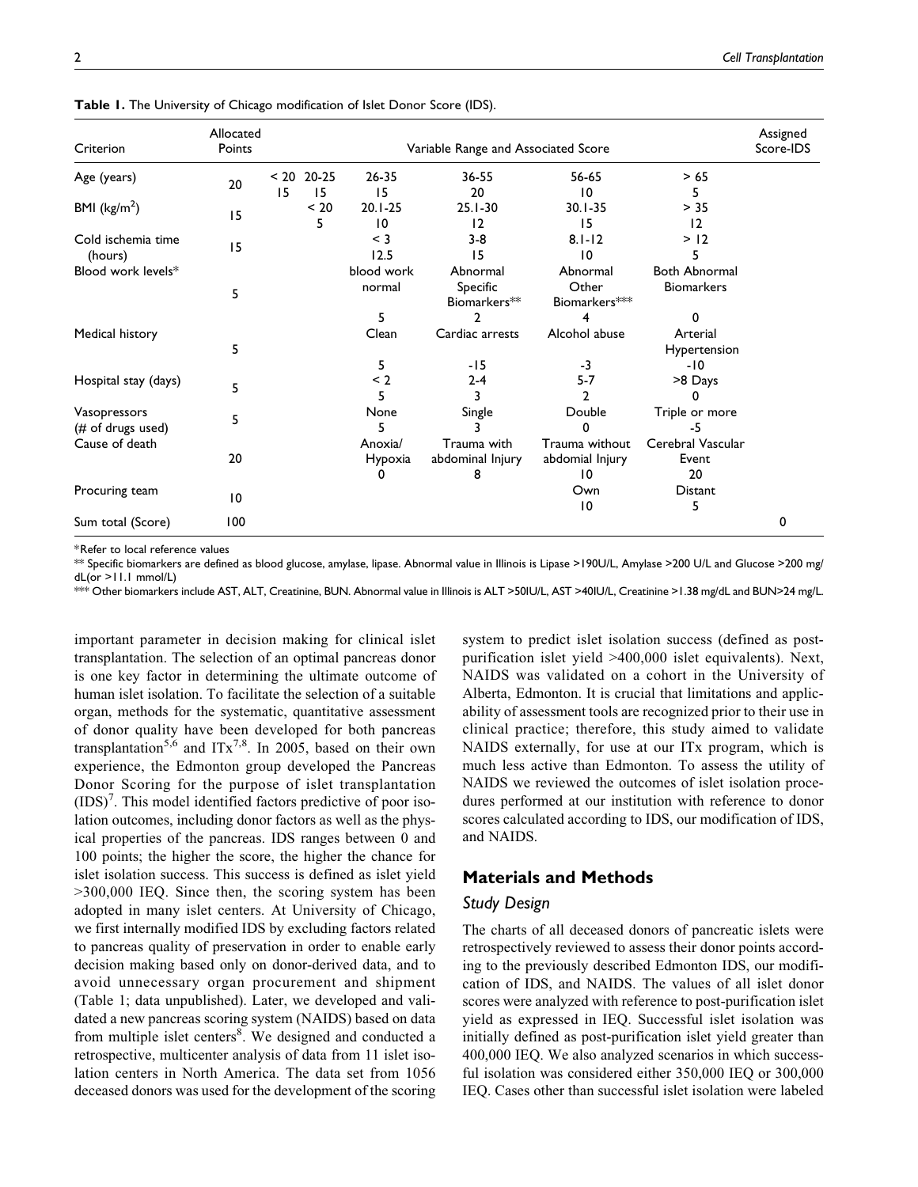**Table 1.** The University of Chicago modification of Islet Donor Score (IDS).

| Criterion | Allocated Points | Variable Range and Associated Score | | | | | | Assigned Score-IDS |
|---|---|---|---|---|---|---|---|---|
| Age (years) | 20 | < 20<br>15 | 20-25<br>15 | 26-35<br>15 | 36-55<br>20 | 56-65<br>10 | > 65<br>5 | |
| BMI (kg/m$^2$) | 15 | | < 20<br>5 | 20.1-25<br>10 | 25.1-30<br>12 | 30.1-35<br>15 | > 35<br>12 | |
| Cold ischemia time (hours) | 15 | | | < 3<br>12.5 | 3-8<br>15 | 8.1-12<br>10 | > 12<br>5 | |
| Blood work levels* | 5 | | | blood work normal<br>5 | Abnormal Specific Biomarkers**<br>2 | Abnormal Other Biomarkers***<br>4 | Both Abnormal Biomarkers<br>0 | |
| Medical history | 5 | | | Clean<br>5 | Cardiac arrests<br>-15 | Alcohol abuse<br>-3 | Arterial Hypertension<br>-10 | |
| Hospital stay (days) | 5 | | | < 2<br>5 | 2-4<br>3 | 5-7<br>2 | >8 Days<br>0 | |
| Vasopressors (# of drugs used) | 5 | | | None<br>5 | Single<br>3 | Double<br>0 | Triple or more<br>-5 | |
| Cause of death | 20 | | | Anoxia/ Hypoxia<br>0 | Trauma with abdominal Injury<br>8 | Trauma without abdominal Injury<br>10 | Cerebral Vascular Event<br>20 | |
| Procuring team | 10 | | | | | Own<br>10 | Distant<br>5 | |
| Sum total (Score) | 100 | | | | | | | 0 |

*Refer to local reference values

** Specific biomarkers are defined as blood glucose, amylase, lipase. Abnormal value in Illinois is Lipase >190U/L, Amylase >200 U/L and Glucose >200 mg/dL(or >11.1 mmol/L)

*** Other biomarkers include AST, ALT, Creatinine, BUN. Abnormal value in Illinois is ALT >50IU/L, AST >40IU/L, Creatinine >1.38 mg/dL and BUN>24 mg/L.

important parameter in decision making for clinical islet transplantation. The selection of an optimal pancreas donor is one key factor in determining the ultimate outcome of human islet isolation. To facilitate the selection of a suitable organ, methods for the systematic, quantitative assessment of donor quality have been developed for both pancreas transplantation[5,6] and ITx[7,8]. In 2005, based on their own experience, the Edmonton group developed the Pancreas Donor Scoring for the purpose of islet transplantation (IDS)[7]. This model identified factors predictive of poor isolation outcomes, including donor factors as well as the physical properties of the pancreas. IDS ranges between 0 and 100 points; the higher the score, the higher the chance for islet isolation success. This success is defined as islet yield >300,000 IEQ. Since then, the scoring system has been adopted in many islet centers. At University of Chicago, we first internally modified IDS by excluding factors related to pancreas quality of preservation in order to enable early decision making based only on donor-derived data, and to avoid unnecessary organ procurement and shipment (Table 1; data unpublished). Later, we developed and validated a new pancreas scoring system (NAIDS) based on data from multiple islet centers[8]. We designed and conducted a retrospective, multicenter analysis of data from 11 islet isolation centers in North America. The data set from 1056 deceased donors was used for the development of the scoring system to predict islet isolation success (defined as post-purification islet yield >400,000 islet equivalents). Next, NAIDS was validated on a cohort in the University of Alberta, Edmonton. It is crucial that limitations and applicability of assessment tools are recognized prior to their use in clinical practice; therefore, this study aimed to validate NAIDS externally, for use at our ITx program, which is much less active than Edmonton. To assess the utility of NAIDS we reviewed the outcomes of islet isolation procedures performed at our institution with reference to donor scores calculated according to IDS, our modification of IDS, and NAIDS.

## Materials and Methods

### Study Design

The charts of all deceased donors of pancreatic islets were retrospectively reviewed to assess their donor points according to the previously described Edmonton IDS, our modification of IDS, and NAIDS. The values of all islet donor scores were analyzed with reference to post-purification islet yield as expressed in IEQ. Successful islet isolation was initially defined as post-purification islet yield greater than 400,000 IEQ. We also analyzed scenarios in which successful isolation was considered either 350,000 IEQ or 300,000 IEQ. Cases other than successful islet isolation were labeled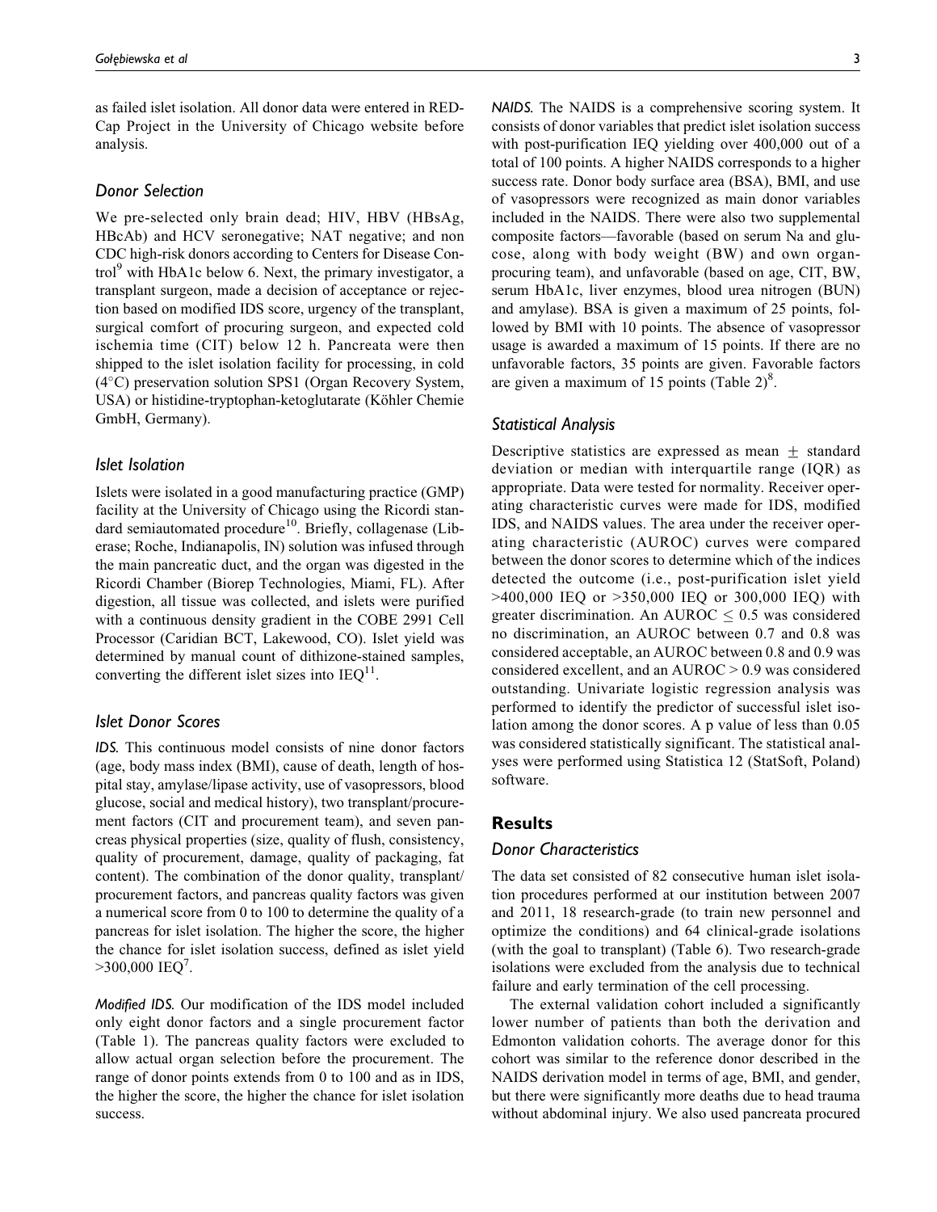as failed islet isolation. All donor data were entered in RED-Cap Project in the University of Chicago website before analysis.

### Donor Selection

We pre-selected only brain dead; HIV, HBV (HBsAg, HBcAb) and HCV seronegative; NAT negative; and non CDC high-risk donors according to Centers for Disease Control[9] with HbA1c below 6. Next, the primary investigator, a transplant surgeon, made a decision of acceptance or rejection based on modified IDS score, urgency of the transplant, surgical comfort of procuring surgeon, and expected cold ischemia time (CIT) below 12 h. Pancreata were then shipped to the islet isolation facility for processing, in cold (4°C) preservation solution SPS1 (Organ Recovery System, USA) or histidine-tryptophan-ketoglutarate (Köhler Chemie GmbH, Germany).

### Islet Isolation

Islets were isolated in a good manufacturing practice (GMP) facility at the University of Chicago using the Ricordi standard semiautomated procedure[10]. Briefly, collagenase (Liberase; Roche, Indianapolis, IN) solution was infused through the main pancreatic duct, and the organ was digested in the Ricordi Chamber (Biorep Technologies, Miami, FL). After digestion, all tissue was collected, and islets were purified with a continuous density gradient in the COBE 2991 Cell Processor (Caridian BCT, Lakewood, CO). Islet yield was determined by manual count of dithizone-stained samples, converting the different islet sizes into IEQ[11].

### Islet Donor Scores

*IDS.* This continuous model consists of nine donor factors (age, body mass index (BMI), cause of death, length of hospital stay, amylase/lipase activity, use of vasopressors, blood glucose, social and medical history), two transplant/procurement factors (CIT and procurement team), and seven pancreas physical properties (size, quality of flush, consistency, quality of procurement, damage, quality of packaging, fat content). The combination of the donor quality, transplant/procurement factors, and pancreas quality factors was given a numerical score from 0 to 100 to determine the quality of a pancreas for islet isolation. The higher the score, the higher the chance for islet isolation success, defined as islet yield >300,000 IEQ[7].

*Modified IDS.* Our modification of the IDS model included only eight donor factors and a single procurement factor (Table 1). The pancreas quality factors were excluded to allow actual organ selection before the procurement. The range of donor points extends from 0 to 100 and as in IDS, the higher the score, the higher the chance for islet isolation success.

*NAIDS.* The NAIDS is a comprehensive scoring system. It consists of donor variables that predict islet isolation success with post-purification IEQ yielding over 400,000 out of a total of 100 points. A higher NAIDS corresponds to a higher success rate. Donor body surface area (BSA), BMI, and use of vasopressors were recognized as main donor variables included in the NAIDS. There were also two supplemental composite factors—favorable (based on serum Na and glucose, along with body weight (BW) and own organ-procuring team), and unfavorable (based on age, CIT, BW, serum HbA1c, liver enzymes, blood urea nitrogen (BUN) and amylase). BSA is given a maximum of 25 points, followed by BMI with 10 points. The absence of vasopressor usage is awarded a maximum of 15 points. If there are no unfavorable factors, 35 points are given. Favorable factors are given a maximum of 15 points (Table 2)[8].

### Statistical Analysis

Descriptive statistics are expressed as mean $\pm$ standard deviation or median with interquartile range (IQR) as appropriate. Data were tested for normality. Receiver operating characteristic curves were made for IDS, modified IDS, and NAIDS values. The area under the receiver operating characteristic (AUROC) curves were compared between the donor scores to determine which of the indices detected the outcome (i.e., post-purification islet yield >400,000 IEQ or >350,000 IEQ or 300,000 IEQ) with greater discrimination. An AUROC $\leq$ 0.5 was considered no discrimination, an AUROC between 0.7 and 0.8 was considered acceptable, an AUROC between 0.8 and 0.9 was considered excellent, and an AUROC > 0.9 was considered outstanding. Univariate logistic regression analysis was performed to identify the predictor of successful islet isolation among the donor scores. A p value of less than 0.05 was considered statistically significant. The statistical analyses were performed using Statistica 12 (StatSoft, Poland) software.

## Results

### Donor Characteristics

The data set consisted of 82 consecutive human islet isolation procedures performed at our institution between 2007 and 2011, 18 research-grade (to train new personnel and optimize the conditions) and 64 clinical-grade isolations (with the goal to transplant) (Table 6). Two research-grade isolations were excluded from the analysis due to technical failure and early termination of the cell processing.

The external validation cohort included a significantly lower number of patients than both the derivation and Edmonton validation cohorts. The average donor for this cohort was similar to the reference donor described in the NAIDS derivation model in terms of age, BMI, and gender, but there were significantly more deaths due to head trauma without abdominal injury. We also used pancreata procured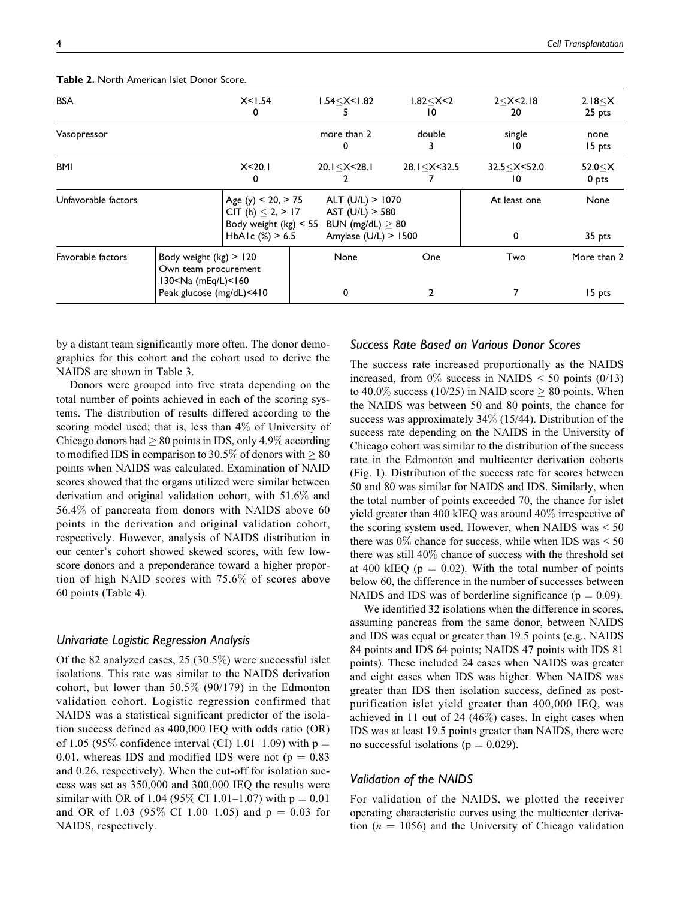**Table 2.** North American Islet Donor Score.

| BSA | | X<1.54<br>0 | 1.54≤X<1.82<br>5 | 1.82≤X<2<br>10 | 2≤X<2.18<br>20 | 2.18≤X<br>25 pts |
|---|---|---|---|---|---|---|
| Vasopressor | | | more than 2<br>0 | double<br>3 | single<br>10 | none<br>15 pts |
| BMI | | X<20.1<br>0 | 20.1≤X<28.1<br>2 | 28.1≤X<32.5<br>7 | 32.5≤X<52.0<br>10 | 52.0≤X<br>0 pts |
| Unfavorable factors | | Age (y) < 20, > 75<br>CIT (h) ≤ 2, > 17<br>Body weight (kg) < 55<br>HbA1c (%) > 6.5 | ALT (U/L) > 1070<br>AST (U/L) > 580<br>BUN (mg/dL) ≥ 80<br>Amylase (U/L) > 1500 | | At least one<br>0 | None<br>35 pts |
| Favorable factors | Body weight (kg) > 120<br>Own team procurement<br>130<Na (mEq/L)<160<br>Peak glucose (mg/dL)<410 | | None<br>0 | One<br>2 | Two<br>7 | More than 2<br>15 pts |

by a distant team significantly more often. The donor demographics for this cohort and the cohort used to derive the NAIDS are shown in Table 3.

Donors were grouped into five strata depending on the total number of points achieved in each of the scoring systems. The distribution of results differed according to the scoring model used; that is, less than 4% of University of Chicago donors had ≥ 80 points in IDS, only 4.9% according to modified IDS in comparison to 30.5% of donors with ≥ 80 points when NAIDS was calculated. Examination of NAID scores showed that the organs utilized were similar between derivation and original validation cohort, with 51.6% and 56.4% of pancreata from donors with NAIDS above 60 points in the derivation and original validation cohort, respectively. However, analysis of NAIDS distribution in our center's cohort showed skewed scores, with few low-score donors and a preponderance toward a higher proportion of high NAID scores with 75.6% of scores above 60 points (Table 4).

### Univariate Logistic Regression Analysis

Of the 82 analyzed cases, 25 (30.5%) were successful islet isolations. This rate was similar to the NAIDS derivation cohort, but lower than 50.5% (90/179) in the Edmonton validation cohort. Logistic regression confirmed that NAIDS was a statistical significant predictor of the isolation success defined as 400,000 IEQ with odds ratio (OR) of 1.05 (95% confidence interval (CI) 1.01–1.09) with $p = 0.01$, whereas IDS and modified IDS were not ($p = 0.83$ and 0.26, respectively). When the cut-off for isolation success was set as 350,000 and 300,000 IEQ the results were similar with OR of 1.04 (95% CI 1.01–1.07) with $p = 0.01$ and OR of 1.03 (95% CI 1.00–1.05) and $p = 0.03$ for NAIDS, respectively.

### Success Rate Based on Various Donor Scores

The success rate increased proportionally as the NAIDS increased, from 0% success in NAIDS < 50 points (0/13) to 40.0% success (10/25) in NAID score ≥ 80 points. When the NAIDS was between 50 and 80 points, the chance for success was approximately 34% (15/44). Distribution of the success rate depending on the NAIDS in the University of Chicago cohort was similar to the distribution of the success rate in the Edmonton and multicenter derivation cohorts (Fig. 1). Distribution of the success rate for scores between 50 and 80 was similar for NAIDS and IDS. Similarly, when the total number of points exceeded 70, the chance for islet yield greater than 400 kIEQ was around 40% irrespective of the scoring system used. However, when NAIDS was < 50 there was 0% chance for success, while when IDS was < 50 there was still 40% chance of success with the threshold set at 400 kIEQ ($p = 0.02$). With the total number of points below 60, the difference in the number of successes between NAIDS and IDS was of borderline significance ($p = 0.09$).

We identified 32 isolations when the difference in scores, assuming pancreas from the same donor, between NAIDS and IDS was equal or greater than 19.5 points (e.g., NAIDS 84 points and IDS 64 points; NAIDS 47 points with IDS 81 points). These included 24 cases when NAIDS was greater and eight cases when IDS was higher. When NAIDS was greater than IDS then isolation success, defined as post-purification islet yield greater than 400,000 IEQ, was achieved in 11 out of 24 (46%) cases. In eight cases when IDS was at least 19.5 points greater than NAIDS, there were no successful isolations ($p = 0.029$).

### Validation of the NAIDS

For validation of the NAIDS, we plotted the receiver operating characteristic curves using the multicenter derivation ($n = 1056$) and the University of Chicago validation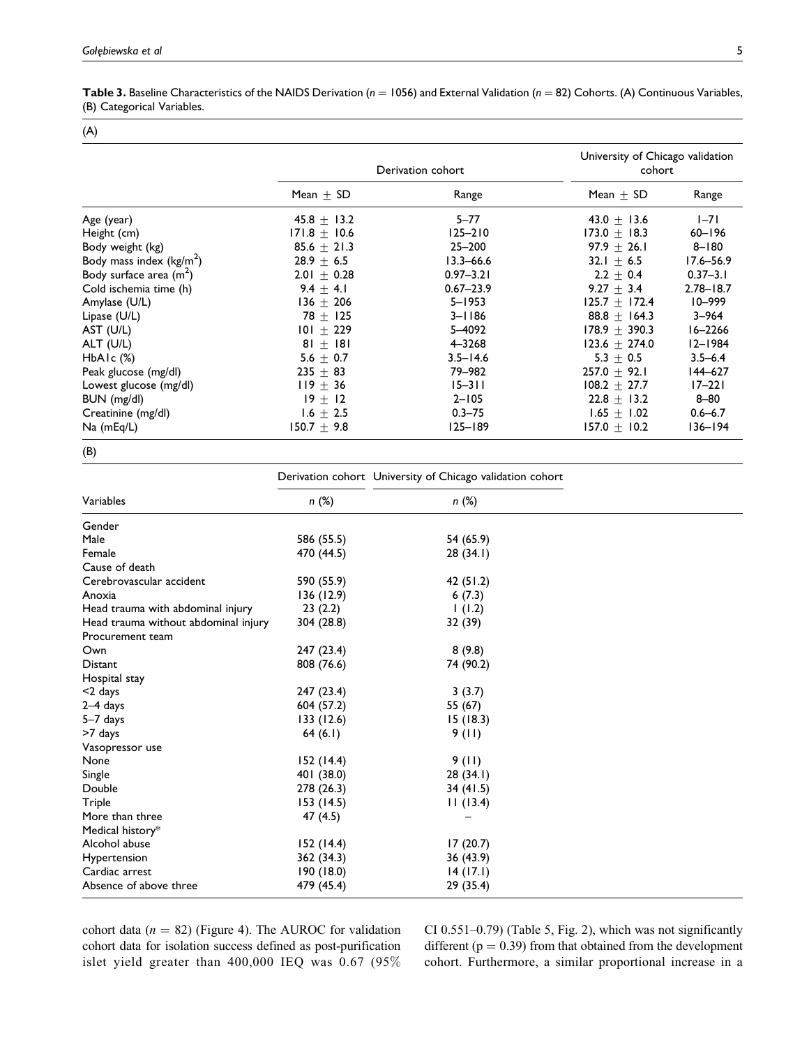**Table 3.** Baseline Characteristics of the NAIDS Derivation ($n = 1056$) and External Validation ($n = 82$) Cohorts. (A) Continuous Variables, (B) Categorical Variables.

(A)

| | Derivation cohort | | University of Chicago validation cohort | |
|---|---|---|---|---|
| | Mean ± SD | Range | Mean ± SD | Range |
| Age (year) | 45.8 ± 13.2 | 5–77 | 43.0 ± 13.6 | 1–71 |
| Height (cm) | 171.8 ± 10.6 | 125–210 | 173.0 ± 18.3 | 60–196 |
| Body weight (kg) | 85.6 ± 21.3 | 25–200 | 97.9 ± 26.1 | 8–180 |
| Body mass index (kg/m$^2$) | 28.9 ± 6.5 | 13.3–66.6 | 32.1 ± 6.5 | 17.6–56.9 |
| Body surface area (m$^2$) | 2.01 ± 0.28 | 0.97–3.21 | 2.2 ± 0.4 | 0.37–3.1 |
| Cold ischemia time (h) | 9.4 ± 4.1 | 0.67–23.9 | 9.27 ± 3.4 | 2.78–18.7 |
| Amylase (U/L) | 136 ± 206 | 5–1953 | 125.7 ± 172.4 | 10–999 |
| Lipase (U/L) | 78 ± 125 | 3–1186 | 88.8 ± 164.3 | 3–964 |
| AST (U/L) | 101 ± 229 | 5–4092 | 178.9 ± 390.3 | 16–2266 |
| ALT (U/L) | 81 ± 181 | 4–3268 | 123.6 ± 274.0 | 12–1984 |
| HbA1c (%) | 5.6 ± 0.7 | 3.5–14.6 | 5.3 ± 0.5 | 3.5–6.4 |
| Peak glucose (mg/dl) | 235 ± 83 | 79–982 | 257.0 ± 92.1 | 144–627 |
| Lowest glucose (mg/dl) | 119 ± 36 | 15–311 | 108.2 ± 27.7 | 17–221 |
| BUN (mg/dl) | 19 ± 12 | 2–105 | 22.8 ± 13.2 | 8–80 |
| Creatinine (mg/dl) | 1.6 ± 2.5 | 0.3–75 | 1.65 ± 1.02 | 0.6–6.7 |
| Na (mEq/L) | 150.7 ± 9.8 | 125–189 | 157.0 ± 10.2 | 136–194 |

(B)

| | Derivation cohort | University of Chicago validation cohort |
|---|---|---|
| Variables | *n* (%) | *n* (%) |
| Gender | | |
| Male | 586 (55.5) | 54 (65.9) |
| Female | 470 (44.5) | 28 (34.1) |
| Cause of death | | |
| Cerebrovascular accident | 590 (55.9) | 42 (51.2) |
| Anoxia | 136 (12.9) | 6 (7.3) |
| Head trauma with abdominal injury | 23 (2.2) | 1 (1.2) |
| Head trauma without abdominal injury | 304 (28.8) | 32 (39) |
| Procurement team | | |
| Own | 247 (23.4) | 8 (9.8) |
| Distant | 808 (76.6) | 74 (90.2) |
| Hospital stay | | |
| <2 days | 247 (23.4) | 3 (3.7) |
| 2–4 days | 604 (57.2) | 55 (67) |
| 5–7 days | 133 (12.6) | 15 (18.3) |
| >7 days | 64 (6.1) | 9 (11) |
| Vasopressor use | | |
| None | 152 (14.4) | 9 (11) |
| Single | 401 (38.0) | 28 (34.1) |
| Double | 278 (26.3) | 34 (41.5) |
| Triple | 153 (14.5) | 11 (13.4) |
| More than three | 47 (4.5) | – |
| Medical history* | | |
| Alcohol abuse | 152 (14.4) | 17 (20.7) |
| Hypertension | 362 (34.3) | 36 (43.9) |
| Cardiac arrest | 190 (18.0) | 14 (17.1) |
| Absence of above three | 479 (45.4) | 29 (35.4) |

cohort data ($n = 82$) (Figure 4). The AUROC for validation cohort data for isolation success defined as post-purification islet yield greater than 400,000 IEQ was 0.67 (95% CI 0.551–0.79) (Table 5, Fig. 2), which was not significantly different ($p = 0.39$) from that obtained from the development cohort. Furthermore, a similar proportional increase in a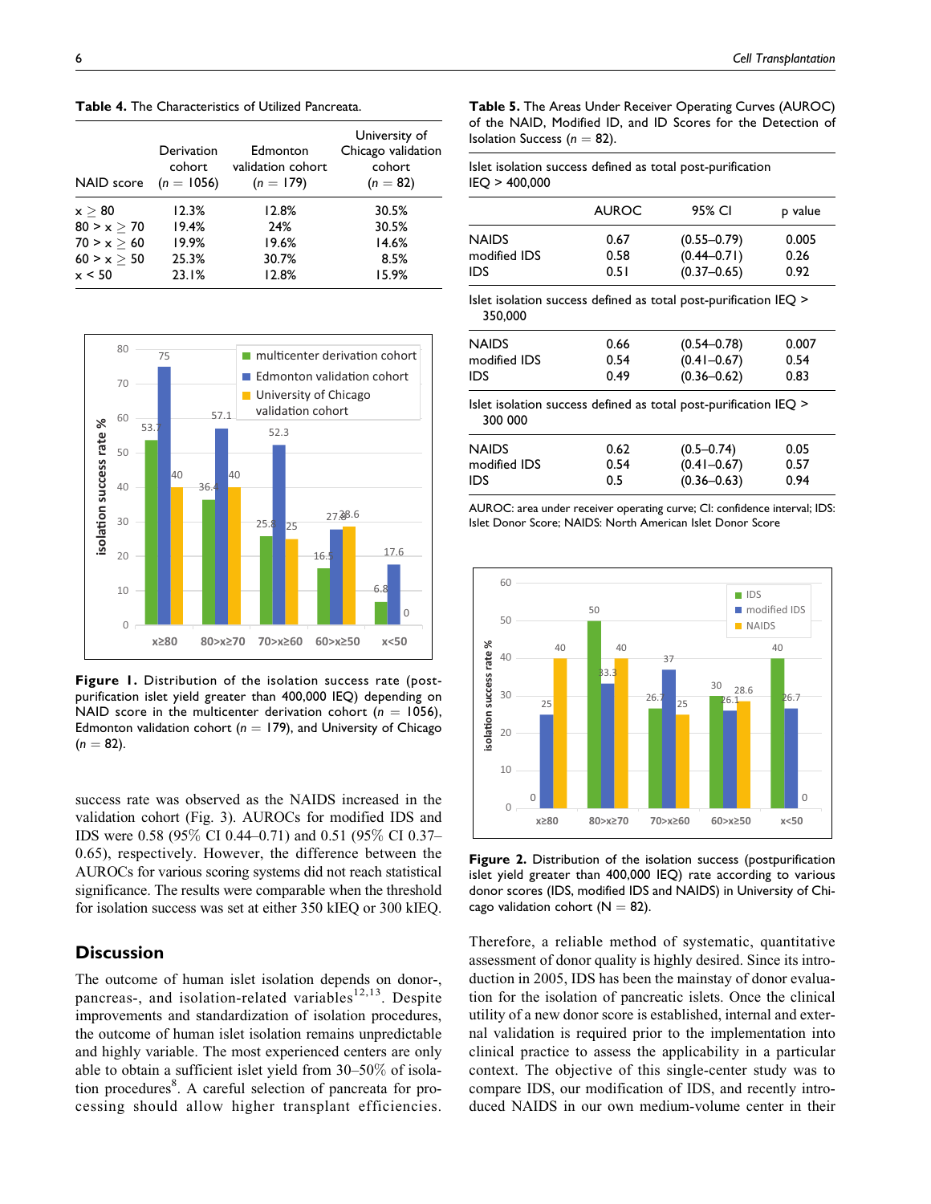**Table 4.** The Characteristics of Utilized Pancreata.

| NAID score | Derivation cohort ($n = 1056$) | Edmonton validation cohort ($n = 179$) | University of Chicago validation cohort ($n = 82$) |
|---|---|---|---|
| x ≥ 80 | 12.3% | 12.8% | 30.5% |
| 80 > x ≥ 70 | 19.4% | 24% | 30.5% |
| 70 > x ≥ 60 | 19.9% | 19.6% | 14.6% |
| 60 > x ≥ 50 | 25.3% | 30.7% | 8.5% |
| x < 50 | 23.1% | 12.8% | 15.9% |

**Figure 1.** Distribution of the isolation success rate (post-purification islet yield greater than 400,000 IEQ) depending on NAID score in the multicenter derivation cohort ($n = 1056$), Edmonton validation cohort ($n = 179$), and University of Chicago ($n = 82$).

success rate was observed as the NAIDS increased in the validation cohort (Fig. 3). AUROCs for modified IDS and IDS were 0.58 (95% CI 0.44–0.71) and 0.51 (95% CI 0.37–0.65), respectively. However, the difference between the AUROCs for various scoring systems did not reach statistical significance. The results were comparable when the threshold for isolation success was set at either 350 kIEQ or 300 kIEQ.

## Discussion

The outcome of human islet isolation depends on donor-, pancreas-, and isolation-related variables[12,13]. Despite improvements and standardization of isolation procedures, the outcome of human islet isolation remains unpredictable and highly variable. The most experienced centers are only able to obtain a sufficient islet yield from 30–50% of isolation procedures[8]. A careful selection of pancreata for processing should allow higher transplant efficiencies. Therefore, a reliable method of systematic, quantitative assessment of donor quality is highly desired. Since its introduction in 2005, IDS has been the mainstay of donor evaluation for the isolation of pancreatic islets. Once the clinical utility of a new donor score is established, internal and external validation is required prior to the implementation into clinical practice to assess the applicability in a particular context. The objective of this single-center study was to compare IDS, our modification of IDS, and recently introduced NAIDS in our own medium-volume center in their

**Table 5.** The Areas Under Receiver Operating Curves (AUROC) of the NAID, Modified ID, and ID Scores for the Detection of Isolation Success ($n = 82$).

| | AUROC | 95% CI | p value |
|---|---|---|---|
| **Islet isolation success defined as total post-purification IEQ > 400,000** | | | |
| NAIDS | 0.67 | (0.55–0.79) | 0.005 |
| modified IDS | 0.58 | (0.44–0.71) | 0.26 |
| IDS | 0.51 | (0.37–0.65) | 0.92 |
| **Islet isolation success defined as total post-purification IEQ > 350,000** | | | |
| NAIDS | 0.66 | (0.54–0.78) | 0.007 |
| modified IDS | 0.54 | (0.41–0.67) | 0.54 |
| IDS | 0.49 | (0.36–0.62) | 0.83 |
| **Islet isolation success defined as total post-purification IEQ > 300 000** | | | |
| NAIDS | 0.62 | (0.5–0.74) | 0.05 |
| modified IDS | 0.54 | (0.41–0.67) | 0.57 |
| IDS | 0.5 | (0.36–0.63) | 0.94 |

AUROC: area under receiver operating curve; CI: confidence interval; IDS: Islet Donor Score; NAIDS: North American Islet Donor Score

**Figure 2.** Distribution of the isolation success (postpurification islet yield greater than 400,000 IEQ) rate according to various donor scores (IDS, modified IDS and NAIDS) in University of Chicago validation cohort (N = 82).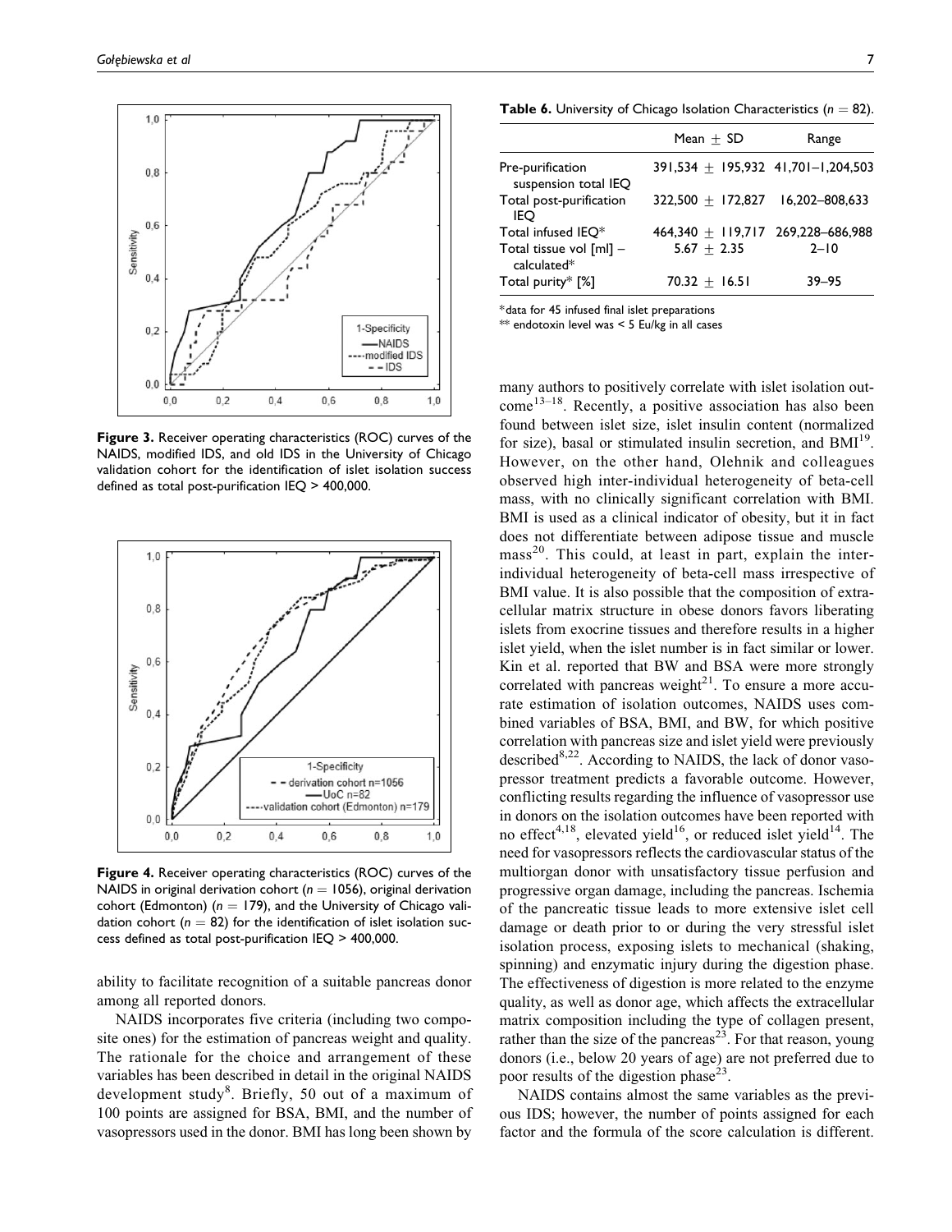Figure 3. Receiver operating characteristics (ROC) curves of the NAIDS, modified IDS, and old IDS in the University of Chicago validation cohort for the identification of islet isolation success defined as total post-purification IEQ > 400,000.

Figure 4. Receiver operating characteristics (ROC) curves of the NAIDS in original derivation cohort ($n = 1056$), original derivation cohort (Edmonton) ($n = 179$), and the University of Chicago validation cohort ($n = 82$) for the identification of islet isolation success defined as total post-purification IEQ > 400,000.

ability to facilitate recognition of a suitable pancreas donor among all reported donors.

NAIDS incorporates five criteria (including two composite ones) for the estimation of pancreas weight and quality. The rationale for the choice and arrangement of these variables has been described in detail in the original NAIDS development study[8]. Briefly, 50 out of a maximum of 100 points are assigned for BSA, BMI, and the number of vasopressors used in the donor. BMI has long been shown by many authors to positively correlate with islet isolation outcome[13–18]. Recently, a positive association has also been found between islet size, islet insulin content (normalized for size), basal or stimulated insulin secretion, and BMI[19]. However, on the other hand, Olehnik and colleagues observed high inter-individual heterogeneity of beta-cell mass, with no clinically significant correlation with BMI. BMI is used as a clinical indicator of obesity, but it in fact does not differentiate between adipose tissue and muscle mass[20]. This could, at least in part, explain the inter-individual heterogeneity of beta-cell mass irrespective of BMI value. It is also possible that the composition of extracellular matrix structure in obese donors favors liberating islets from exocrine tissues and therefore results in a higher islet yield, when the islet number is in fact similar or lower. Kin et al. reported that BW and BSA were more strongly correlated with pancreas weight[21]. To ensure a more accurate estimation of isolation outcomes, NAIDS uses combined variables of BSA, BMI, and BW, for which positive correlation with pancreas size and islet yield were previously described[8,22]. According to NAIDS, the lack of donor vasopressor treatment predicts a favorable outcome. However, conflicting results regarding the influence of vasopressor use in donors on the isolation outcomes have been reported with no effect[4,18], elevated yield[16], or reduced islet yield[14]. The need for vasopressors reflects the cardiovascular status of the multiorgan donor with unsatisfactory tissue perfusion and progressive organ damage, including the pancreas. Ischemia of the pancreatic tissue leads to more extensive islet cell damage or death prior to or during the very stressful islet isolation process, exposing islets to mechanical (shaking, spinning) and enzymatic injury during the digestion phase. The effectiveness of digestion is more related to the enzyme quality, as well as donor age, which affects the extracellular matrix composition including the type of collagen present, rather than the size of the pancreas[23]. For that reason, young donors (i.e., below 20 years of age) are not preferred due to poor results of the digestion phase[23].

NAIDS contains almost the same variables as the previous IDS; however, the number of points assigned for each factor and the formula of the score calculation is different.

**Table 6.** University of Chicago Isolation Characteristics ($n = 82$).

| | Mean ± SD | Range |
|---|---|---|
| Pre-purification suspension total IEQ | 391,534 ± 195,932 | 41,701–1,204,503 |
| Total post-purification IEQ | 322,500 ± 172,827 | 16,202–808,633 |
| Total infused IEQ* | 464,340 ± 119,717 | 269,228–686,988 |
| Total tissue vol [ml] – calculated* | 5.67 ± 2.35 | 2–10 |
| Total purity* [%] | 70.32 ± 16.51 | 39–95 |

*data for 45 infused final islet preparations

** endotoxin level was < 5 Eu/kg in all cases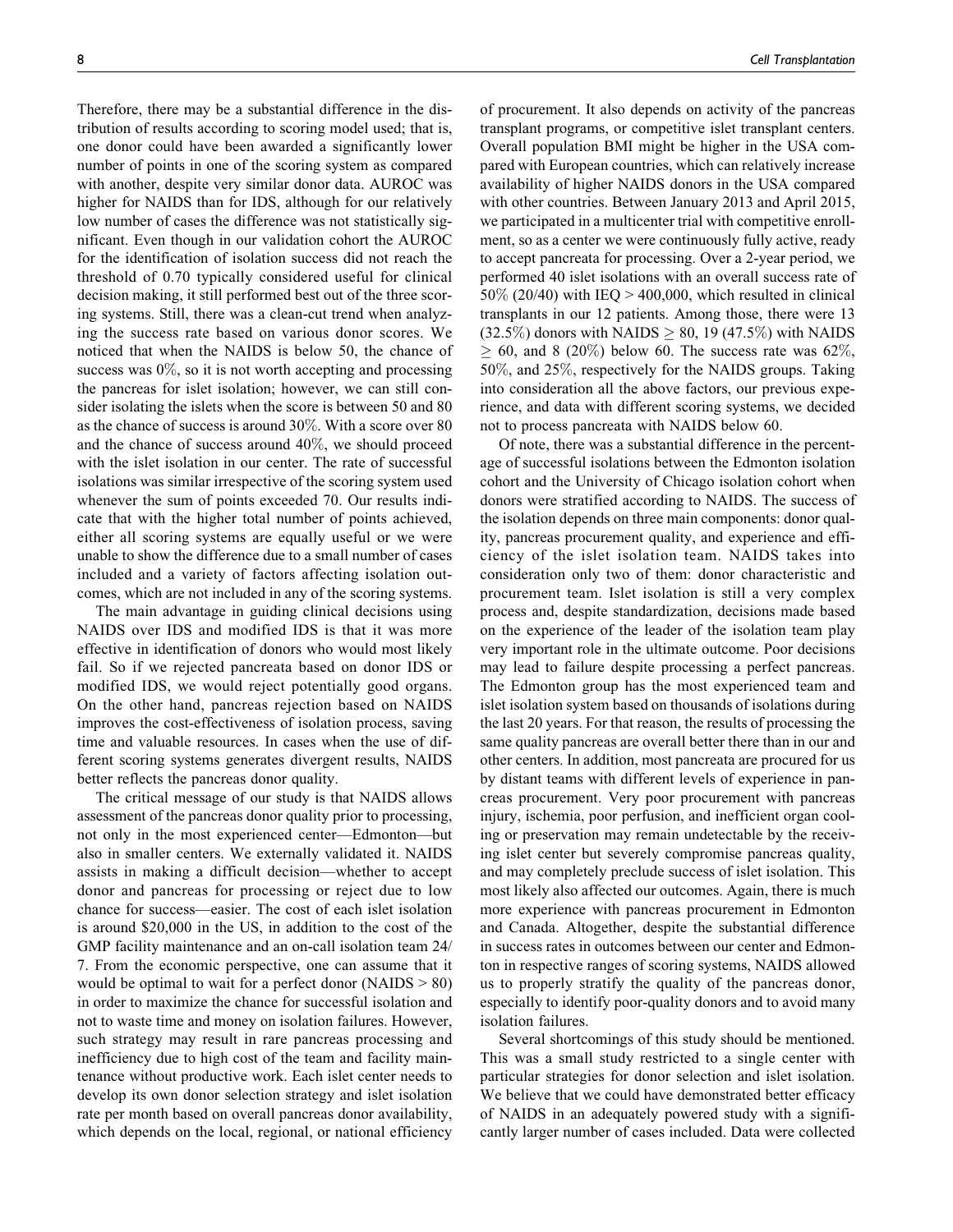Therefore, there may be a substantial difference in the distribution of results according to scoring model used; that is, one donor could have been awarded a significantly lower number of points in one of the scoring system as compared with another, despite very similar donor data. AUROC was higher for NAIDS than for IDS, although for our relatively low number of cases the difference was not statistically significant. Even though in our validation cohort the AUROC for the identification of isolation success did not reach the threshold of 0.70 typically considered useful for clinical decision making, it still performed best out of the three scoring systems. Still, there was a clean-cut trend when analyzing the success rate based on various donor scores. We noticed that when the NAIDS is below 50, the chance of success was 0%, so it is not worth accepting and processing the pancreas for islet isolation; however, we can still consider isolating the islets when the score is between 50 and 80 as the chance of success is around 30%. With a score over 80 and the chance of success around 40%, we should proceed with the islet isolation in our center. The rate of successful isolations was similar irrespective of the scoring system used whenever the sum of points exceeded 70. Our results indicate that with the higher total number of points achieved, either all scoring systems are equally useful or we were unable to show the difference due to a small number of cases included and a variety of factors affecting isolation outcomes, which are not included in any of the scoring systems.

The main advantage in guiding clinical decisions using NAIDS over IDS and modified IDS is that it was more effective in identification of donors who would most likely fail. So if we rejected pancreata based on donor IDS or modified IDS, we would reject potentially good organs. On the other hand, pancreas rejection based on NAIDS improves the cost-effectiveness of isolation process, saving time and valuable resources. In cases when the use of different scoring systems generates divergent results, NAIDS better reflects the pancreas donor quality.

The critical message of our study is that NAIDS allows assessment of the pancreas donor quality prior to processing, not only in the most experienced center—Edmonton—but also in smaller centers. We externally validated it. NAIDS assists in making a difficult decision—whether to accept donor and pancreas for processing or reject due to low chance for success—easier. The cost of each islet isolation is around \$20,000 in the US, in addition to the cost of the GMP facility maintenance and an on-call isolation team 24/7. From the economic perspective, one can assume that it would be optimal to wait for a perfect donor (NAIDS > 80) in order to maximize the chance for successful isolation and not to waste time and money on isolation failures. However, such strategy may result in rare pancreas processing and inefficiency due to high cost of the team and facility maintenance without productive work. Each islet center needs to develop its own donor selection strategy and islet isolation rate per month based on overall pancreas donor availability, which depends on the local, regional, or national efficiency of procurement. It also depends on activity of the pancreas transplant programs, or competitive islet transplant centers. Overall population BMI might be higher in the USA compared with European countries, which can relatively increase availability of higher NAIDS donors in the USA compared with other countries. Between January 2013 and April 2015, we participated in a multicenter trial with competitive enrollment, so as a center we were continuously fully active, ready to accept pancreata for processing. Over a 2-year period, we performed 40 islet isolations with an overall success rate of 50% (20/40) with IEQ > 400,000, which resulted in clinical transplants in our 12 patients. Among those, there were 13 (32.5%) donors with NAIDS $\geq$ 80, 19 (47.5%) with NAIDS $\geq$ 60, and 8 (20%) below 60. The success rate was 62%, 50%, and 25%, respectively for the NAIDS groups. Taking into consideration all the above factors, our previous experience, and data with different scoring systems, we decided not to process pancreata with NAIDS below 60.

Of note, there was a substantial difference in the percentage of successful isolations between the Edmonton isolation cohort and the University of Chicago isolation cohort when donors were stratified according to NAIDS. The success of the isolation depends on three main components: donor quality, pancreas procurement quality, and experience and efficiency of the islet isolation team. NAIDS takes into consideration only two of them: donor characteristic and procurement team. Islet isolation is still a very complex process and, despite standardization, decisions made based on the experience of the leader of the isolation team play very important role in the ultimate outcome. Poor decisions may lead to failure despite processing a perfect pancreas. The Edmonton group has the most experienced team and islet isolation system based on thousands of isolations during the last 20 years. For that reason, the results of processing the same quality pancreas are overall better there than in our and other centers. In addition, most pancreata are procured for us by distant teams with different levels of experience in pancreas procurement. Very poor procurement with pancreas injury, ischemia, poor perfusion, and inefficient organ cooling or preservation may remain undetectable by the receiving islet center but severely compromise pancreas quality, and may completely preclude success of islet isolation. This most likely also affected our outcomes. Again, there is much more experience with pancreas procurement in Edmonton and Canada. Altogether, despite the substantial difference in success rates in outcomes between our center and Edmonton in respective ranges of scoring systems, NAIDS allowed us to properly stratify the quality of the pancreas donor, especially to identify poor-quality donors and to avoid many isolation failures.

Several shortcomings of this study should be mentioned. This was a small study restricted to a single center with particular strategies for donor selection and islet isolation. We believe that we could have demonstrated better efficacy of NAIDS in an adequately powered study with a significantly larger number of cases included. Data were collected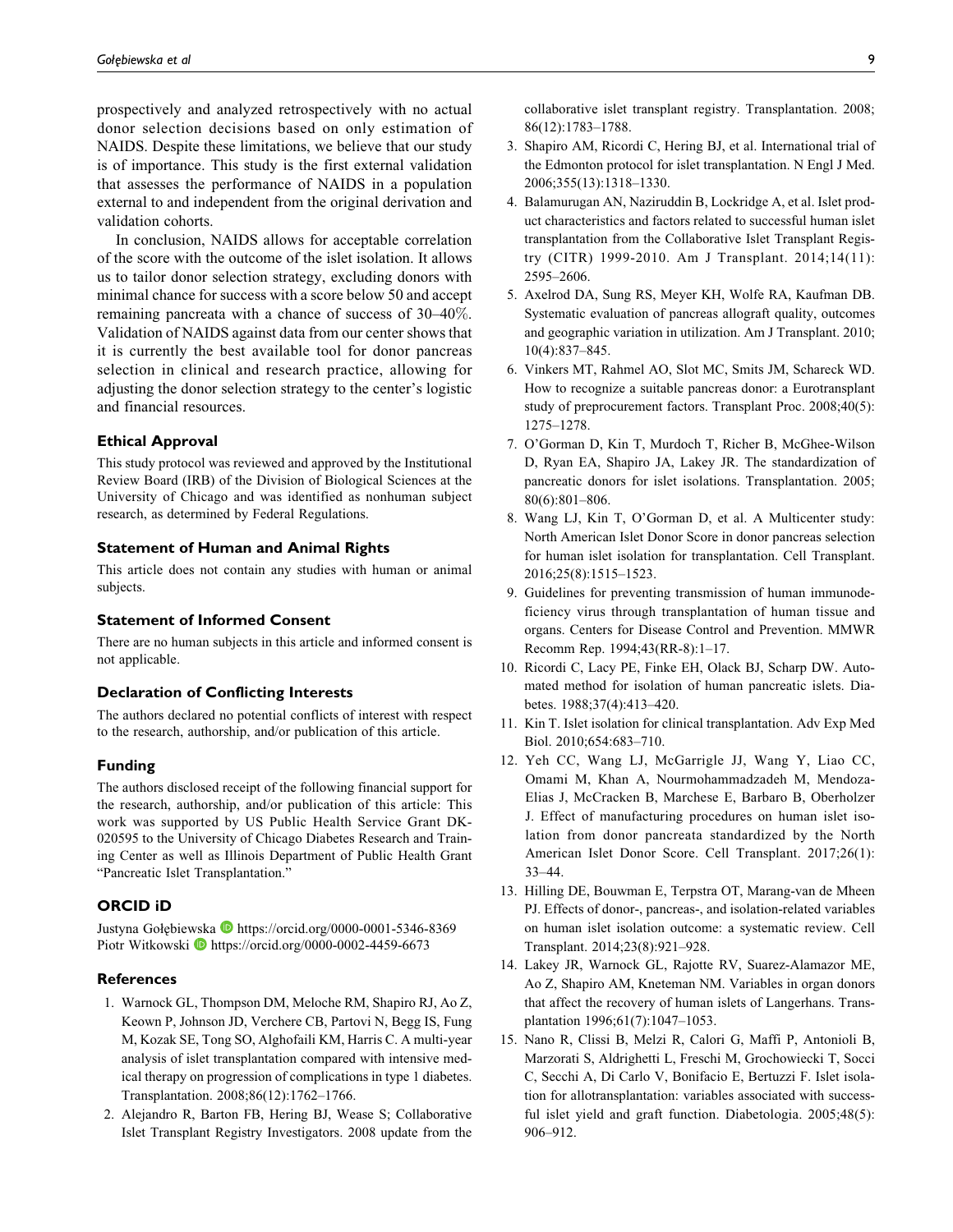prospectively and analyzed retrospectively with no actual donor selection decisions based on only estimation of NAIDS. Despite these limitations, we believe that our study is of importance. This study is the first external validation that assesses the performance of NAIDS in a population external to and independent from the original derivation and validation cohorts.

In conclusion, NAIDS allows for acceptable correlation of the score with the outcome of the islet isolation. It allows us to tailor donor selection strategy, excluding donors with minimal chance for success with a score below 50 and accept remaining pancreata with a chance of success of 30–40%. Validation of NAIDS against data from our center shows that it is currently the best available tool for donor pancreas selection in clinical and research practice, allowing for adjusting the donor selection strategy to the center's logistic and financial resources.

## Ethical Approval

This study protocol was reviewed and approved by the Institutional Review Board (IRB) of the Division of Biological Sciences at the University of Chicago and was identified as nonhuman subject research, as determined by Federal Regulations.

## Statement of Human and Animal Rights

This article does not contain any studies with human or animal subjects.

## Statement of Informed Consent

There are no human subjects in this article and informed consent is not applicable.

## Declaration of Conflicting Interests

The authors declared no potential conflicts of interest with respect to the research, authorship, and/or publication of this article.

## Funding

The authors disclosed receipt of the following financial support for the research, authorship, and/or publication of this article: This work was supported by US Public Health Service Grant DK-020595 to the University of Chicago Diabetes Research and Training Center as well as Illinois Department of Public Health Grant "Pancreatic Islet Transplantation."

## ORCID iD

Justyna Gołębiewska https://orcid.org/0000-0001-5346-8369
Piotr Witkowski https://orcid.org/0000-0002-4459-6673

## References

1. Warnock GL, Thompson DM, Meloche RM, Shapiro RJ, Ao Z, Keown P, Johnson JD, Verchere CB, Partovi N, Begg IS, Fung M, Kozak SE, Tong SO, Alghofaili KM, Harris C. A multi-year analysis of islet transplantation compared with intensive medical therapy on progression of complications in type 1 diabetes. Transplantation. 2008;86(12):1762–1766.
2. Alejandro R, Barton FB, Hering BJ, Wease S; Collaborative Islet Transplant Registry Investigators. 2008 update from the collaborative islet transplant registry. Transplantation. 2008; 86(12):1783–1788.
3. Shapiro AM, Ricordi C, Hering BJ, et al. International trial of the Edmonton protocol for islet transplantation. N Engl J Med. 2006;355(13):1318–1330.
4. Balamurugan AN, Naziruddin B, Lockridge A, et al. Islet product characteristics and factors related to successful human islet transplantation from the Collaborative Islet Transplant Registry (CITR) 1999-2010. Am J Transplant. 2014;14(11): 2595–2606.
5. Axelrod DA, Sung RS, Meyer KH, Wolfe RA, Kaufman DB. Systematic evaluation of pancreas allograft quality, outcomes and geographic variation in utilization. Am J Transplant. 2010; 10(4):837–845.
6. Vinkers MT, Rahmel AO, Slot MC, Smits JM, Schareck WD. How to recognize a suitable pancreas donor: a Eurotransplant study of preprocurement factors. Transplant Proc. 2008;40(5): 1275–1278.
7. O'Gorman D, Kin T, Murdoch T, Richer B, McGhee-Wilson D, Ryan EA, Shapiro JA, Lakey JR. The standardization of pancreatic donors for islet isolations. Transplantation. 2005; 80(6):801–806.
8. Wang LJ, Kin T, O'Gorman D, et al. A Multicenter study: North American Islet Donor Score in donor pancreas selection for human islet isolation for transplantation. Cell Transplant. 2016;25(8):1515–1523.
9. Guidelines for preventing transmission of human immunodeficiency virus through transplantation of human tissue and organs. Centers for Disease Control and Prevention. MMWR Recomm Rep. 1994;43(RR-8):1–17.
10. Ricordi C, Lacy PE, Finke EH, Olack BJ, Scharp DW. Automated method for isolation of human pancreatic islets. Diabetes. 1988;37(4):413–420.
11. Kin T. Islet isolation for clinical transplantation. Adv Exp Med Biol. 2010;654:683–710.
12. Yeh CC, Wang LJ, McGarrigle JJ, Wang Y, Liao CC, Omami M, Khan A, Nourmohammadzadeh M, Mendoza-Elias J, McCracken B, Marchese E, Barbaro B, Oberholzer J. Effect of manufacturing procedures on human islet isolation from donor pancreata standardized by the North American Islet Donor Score. Cell Transplant. 2017;26(1): 33–44.
13. Hilling DE, Bouwman E, Terpstra OT, Marang-van de Mheen PJ. Effects of donor-, pancreas-, and isolation-related variables on human islet isolation outcome: a systematic review. Cell Transplant. 2014;23(8):921–928.
14. Lakey JR, Warnock GL, Rajotte RV, Suarez-Alamazor ME, Ao Z, Shapiro AM, Kneteman NM. Variables in organ donors that affect the recovery of human islets of Langerhans. Transplantation 1996;61(7):1047–1053.
15. Nano R, Clissi B, Melzi R, Calori G, Maffi P, Antonioli B, Marzorati S, Aldrighetti L, Freschi M, Grochowiecki T, Socci C, Secchi A, Di Carlo V, Bonifacio E, Bertuzzi F. Islet isolation for allotransplantation: variables associated with successful islet yield and graft function. Diabetologia. 2005;48(5): 906–912.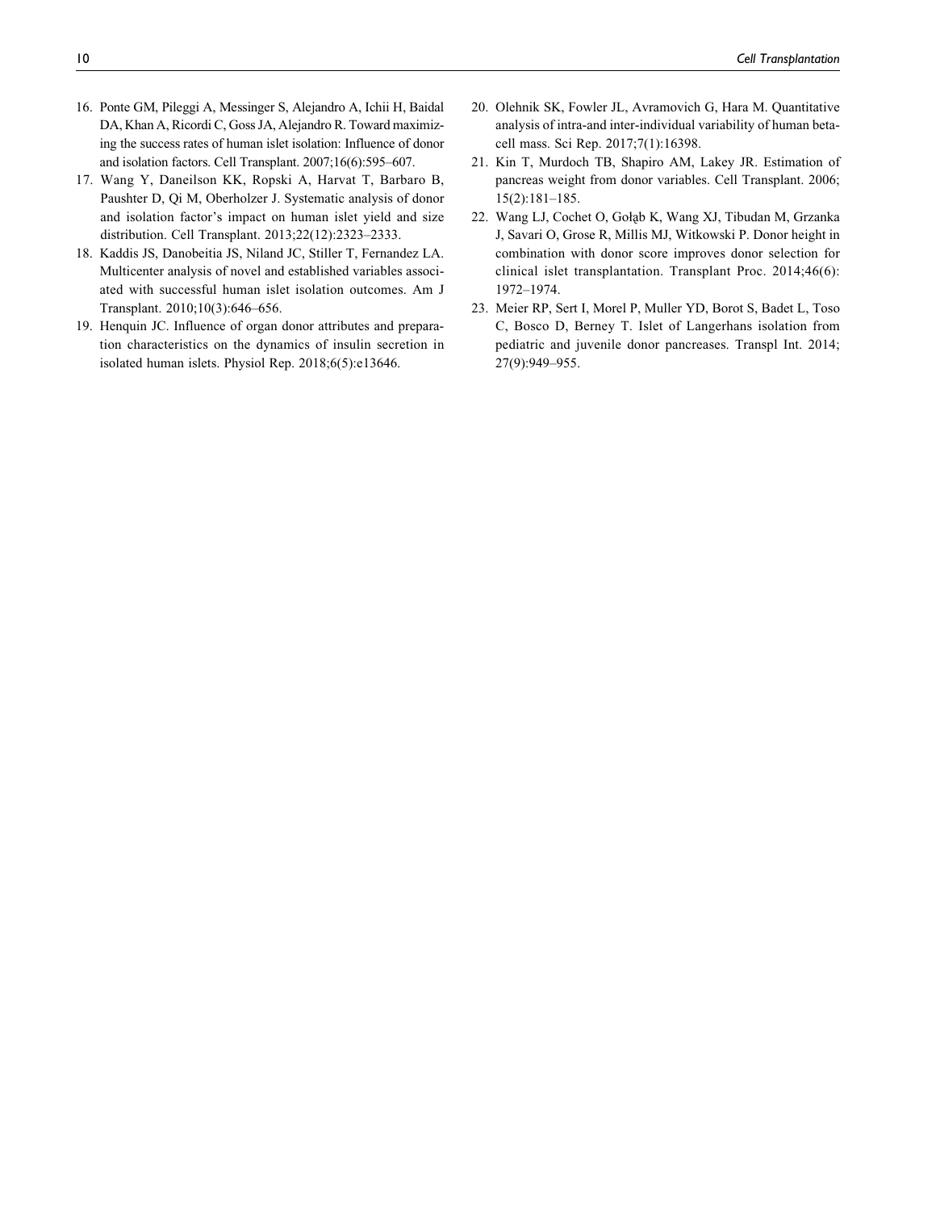16. Ponte GM, Pileggi A, Messinger S, Alejandro A, Ichii H, Baidal DA, Khan A, Ricordi C, Goss JA, Alejandro R. Toward maximizing the success rates of human islet isolation: Influence of donor and isolation factors. Cell Transplant. 2007;16(6):595–607.
17. Wang Y, Daneilson KK, Ropski A, Harvat T, Barbaro B, Paushter D, Qi M, Oberholzer J. Systematic analysis of donor and isolation factor's impact on human islet yield and size distribution. Cell Transplant. 2013;22(12):2323–2333.
18. Kaddis JS, Danobeitia JS, Niland JC, Stiller T, Fernandez LA. Multicenter analysis of novel and established variables associated with successful human islet isolation outcomes. Am J Transplant. 2010;10(3):646–656.
19. Henquin JC. Influence of organ donor attributes and preparation characteristics on the dynamics of insulin secretion in isolated human islets. Physiol Rep. 2018;6(5):e13646.
20. Olehnik SK, Fowler JL, Avramovich G, Hara M. Quantitative analysis of intra-and inter-individual variability of human beta-cell mass. Sci Rep. 2017;7(1):16398.
21. Kin T, Murdoch TB, Shapiro AM, Lakey JR. Estimation of pancreas weight from donor variables. Cell Transplant. 2006; 15(2):181–185.
22. Wang LJ, Cochet O, Gołąb K, Wang XJ, Tibudan M, Grzanka J, Savari O, Grose R, Millis MJ, Witkowski P. Donor height in combination with donor score improves donor selection for clinical islet transplantation. Transplant Proc. 2014;46(6): 1972–1974.
23. Meier RP, Sert I, Morel P, Muller YD, Borot S, Badet L, Toso C, Bosco D, Berney T. Islet of Langerhans isolation from pediatric and juvenile donor pancreases. Transpl Int. 2014; 27(9):949–955.